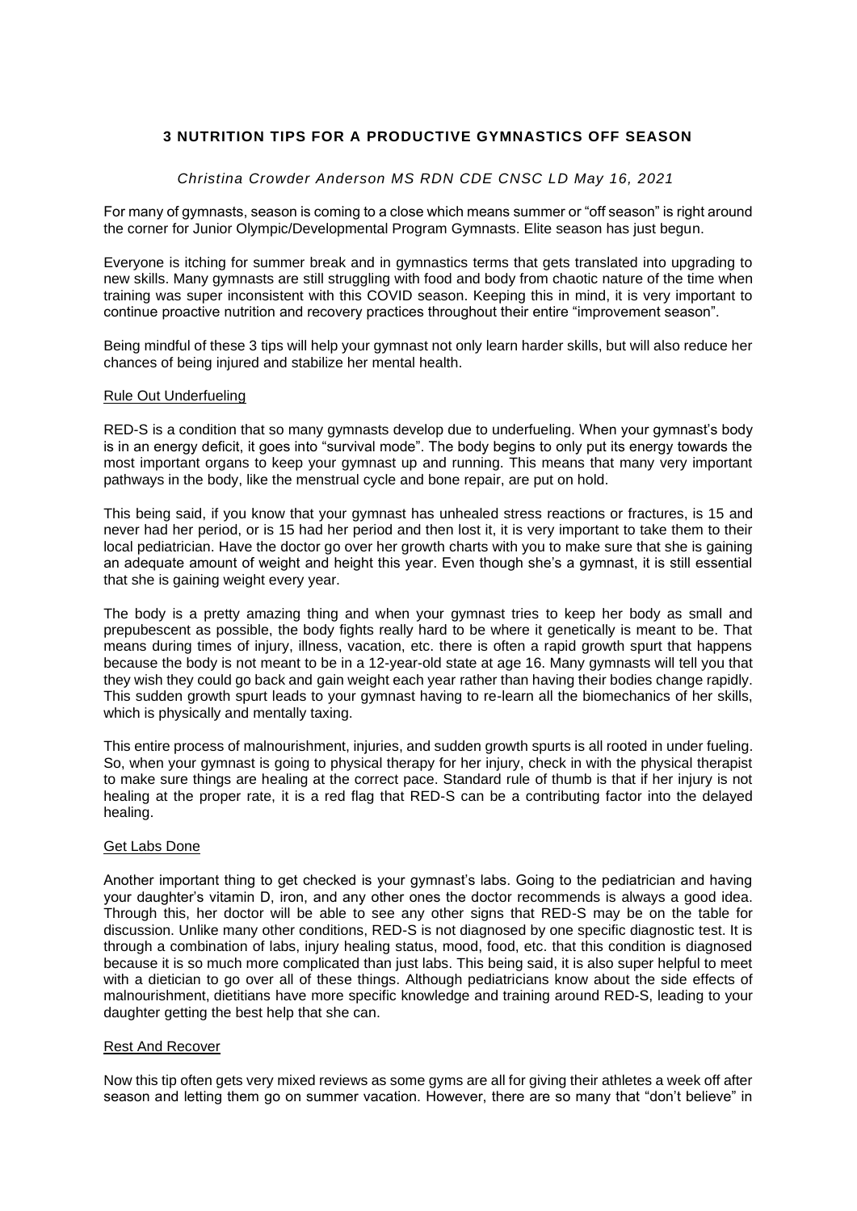# 3 NUTRITION TIPS FOR A PRODUCTIVE GYMNASTICS OFF SEASON

*Christina Crowder Anderson MS RDN CDE CNSC LD May 16, 2021*

For many of gymnasts, season is coming to a close which means summer or "off season" is right around the corner for Junior Olympic/Developmental Program Gymnasts. Elite season has just begun.

Everyone is itching for summer break and in gymnastics terms that gets translated into upgrading to new skills. Many gymnasts are still struggling with food and body from chaotic nature of the time when training was super inconsistent with this COVID season. Keeping this in mind, it is very important to continue proactive nutrition and recovery practices throughout their entire "improvement season".

Being mindful of these 3 tips will help your gymnast not only learn harder skills, but will also reduce her chances of being injured and stabilize her mental health.

## Rule Out Underfueling

RED-S is a condition that so many gymnasts develop due to underfueling. When your gymnast's body is in an energy deficit, it goes into "survival mode". The body begins to only put its energy towards the most important organs to keep your gymnast up and running. This means that many very important pathways in the body, like the menstrual cycle and bone repair, are put on hold.

This being said, if you know that your gymnast has unhealed stress reactions or fractures, is 15 and never had her period, or is 15 had her period and then lost it, it is very important to take them to their local pediatrician. Have the doctor go over her growth charts with you to make sure that she is gaining an adequate amount of weight and height this year. Even though she's a gymnast, it is still essential that she is gaining weight every year.

The body is a pretty amazing thing and when your gymnast tries to keep her body as small and prepubescent as possible, the body fights really hard to be where it genetically is meant to be. That means during times of injury, illness, vacation, etc. there is often a rapid growth spurt that happens because the body is not meant to be in a 12-year-old state at age 16. Many gymnasts will tell you that they wish they could go back and gain weight each year rather than having their bodies change rapidly. This sudden growth spurt leads to your gymnast having to re-learn all the biomechanics of her skills, which is physically and mentally taxing.

This entire process of malnourishment, injuries, and sudden growth spurts is all rooted in under fueling. So, when your gymnast is going to physical therapy for her injury, check in with the physical therapist to make sure things are healing at the correct pace. Standard rule of thumb is that if her injury is not healing at the proper rate, it is a red flag that RED-S can be a contributing factor into the delayed healing.

## Get Labs Done

Another important thing to get checked is your gymnast's labs. Going to the pediatrician and having your daughter's vitamin D, iron, and any other ones the doctor recommends is always a good idea. Through this, her doctor will be able to see any other signs that RED-S may be on the table for discussion. Unlike many other conditions, RED-S is not diagnosed by one specific diagnostic test. It is through a combination of labs, injury healing status, mood, food, etc. that this condition is diagnosed because it is so much more complicated than just labs. This being said, it is also super helpful to meet with a dietician to go over all of these things. Although pediatricians know about the side effects of malnourishment, dietitians have more specific knowledge and training around RED-S, leading to your daughter getting the best help that she can.

## Rest And Recover

Now this tip often gets very mixed reviews as some gyms are all for giving their athletes a week off after season and letting them go on summer vacation. However, there are so many that "don't believe" in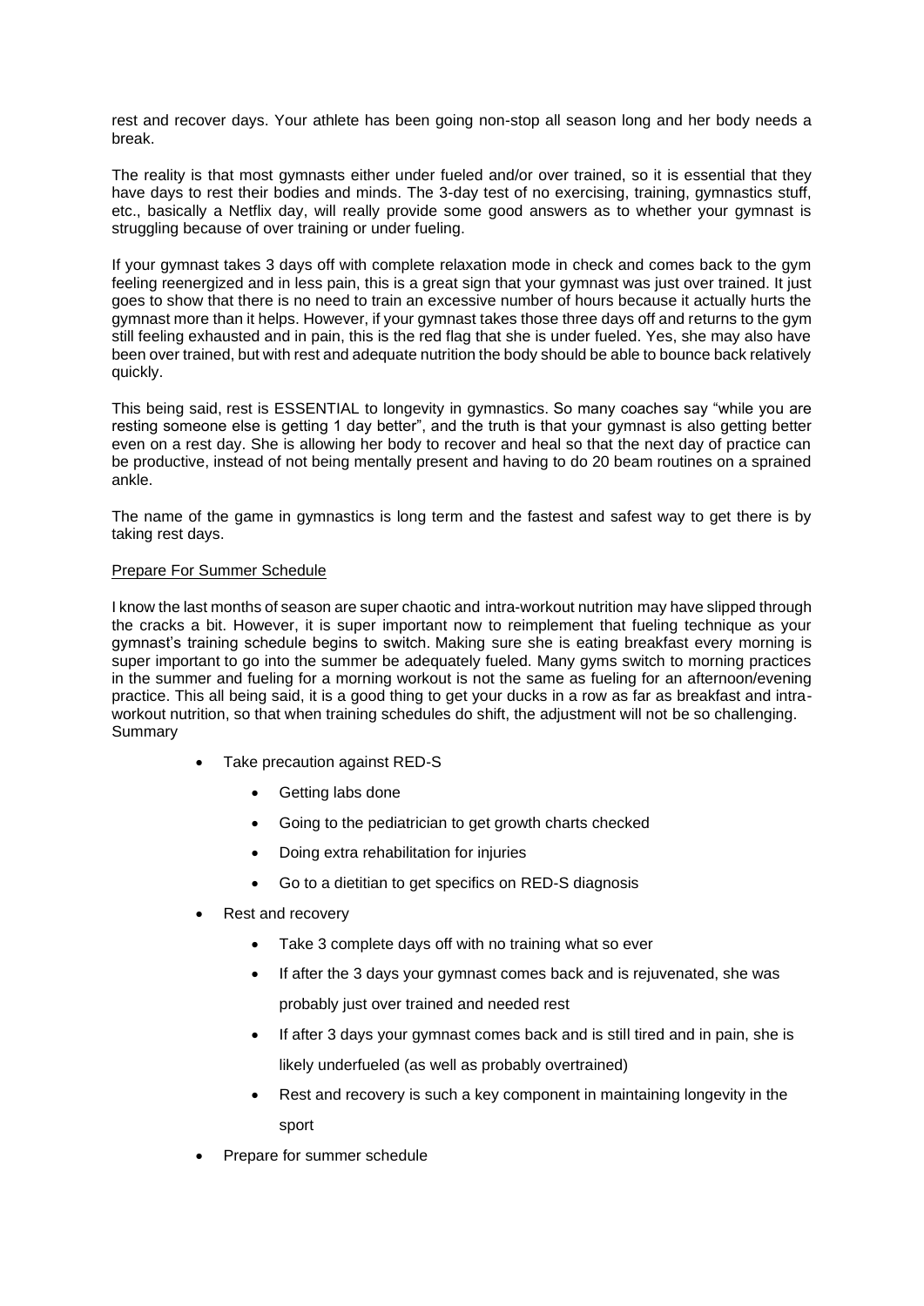rest and recover days. Your athlete has been going non-stop all season long and her body needs a break.

The reality is that most gymnasts either under fueled and/or over trained, so it is essential that they have days to rest their bodies and minds. The 3-day test of no exercising, training, gymnastics stuff, etc., basically a Netflix day, will really provide some good answers as to whether your gymnast is struggling because of over training or under fueling.

If your gymnast takes 3 days off with complete relaxation mode in check and comes back to the gym feeling reenergized and in less pain, this is a great sign that your gymnast was just over trained. It just goes to show that there is no need to train an excessive number of hours because it actually hurts the gymnast more than it helps. However, if your gymnast takes those three days off and returns to the gym still feeling exhausted and in pain, this is the red flag that she is under fueled. Yes, she may also have been over trained, but with rest and adequate nutrition the body should be able to bounce back relatively quickly.

This being said, rest is ESSENTIAL to longevity in gymnastics. So many coaches say "while you are resting someone else is getting 1 day better", and the truth is that your gymnast is also getting better even on a rest day. She is allowing her body to recover and heal so that the next day of practice can be productive, instead of not being mentally present and having to do 20 beam routines on a sprained ankle.

The name of the game in gymnastics is long term and the fastest and safest way to get there is by taking rest days.

<u>Prepare For Summer Schedule</u>

I know the last months of season are super chaotic and intra-workout nutrition may have slipped through the cracks a bit. However, it is super important now to reimplement that fueling technique as your gymnast's training schedule begins to switch. Making sure she is eating breakfast every morning is super important to go into the summer be adequately fueled. Many gyms switch to morning practices in the summer and fueling for a morning workout is not the same as fueling for an afternoon/evening practice. This all being said, it is a good thing to get your ducks in a row as far as breakfast and intra-workout nutrition, so that when training schedules do shift, the adjustment will not be so challenging.

Summary

- Take precaution against RED-S
  - Getting labs done
  - Going to the pediatrician to get growth charts checked
  - Doing extra rehabilitation for injuries
  - Go to a dietitian to get specifics on RED-S diagnosis
- Rest and recovery
  - Take 3 complete days off with no training what so ever
  - If after the 3 days your gymnast comes back and is rejuvenated, she was probably just over trained and needed rest
  - If after 3 days your gymnast comes back and is still tired and in pain, she is likely underfueled (as well as probably overtrained)
  - Rest and recovery is such a key component in maintaining longevity in the sport
- Prepare for summer schedule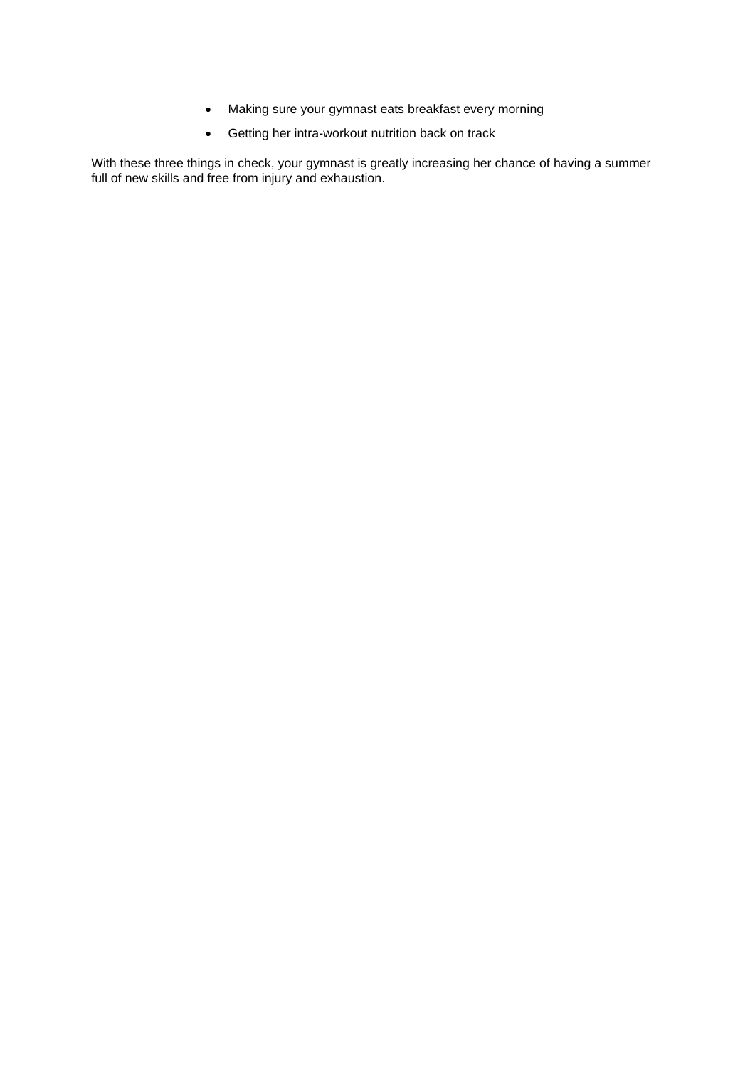- Making sure your gymnast eats breakfast every morning
- Getting her intra-workout nutrition back on track

With these three things in check, your gymnast is greatly increasing her chance of having a summer full of new skills and free from injury and exhaustion.